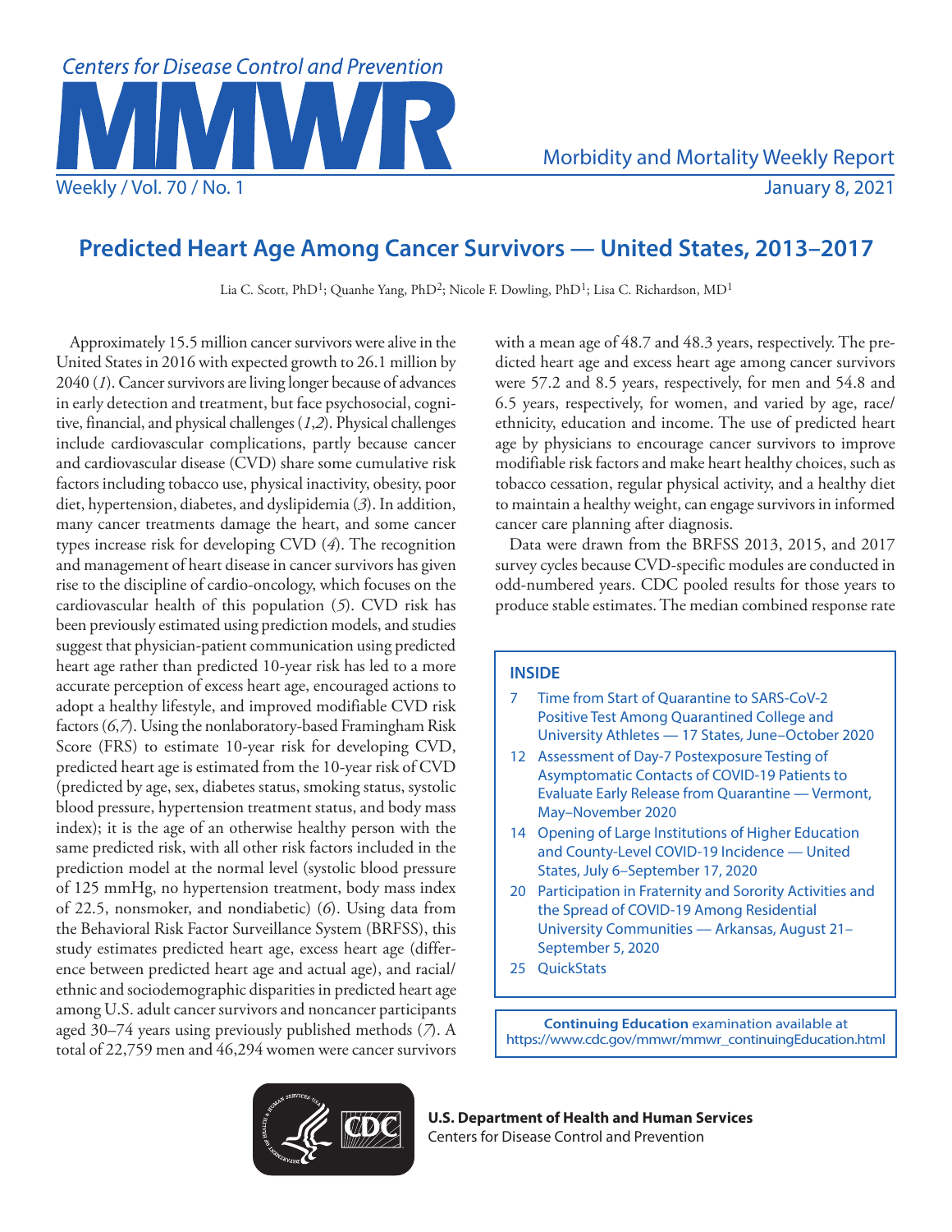# Predicted Heart Age Among Cancer Survivors — United States, 2013–2017

Lia C. Scott, PhD[1]; Quanhe Yang, PhD[2]; Nicole F. Dowling, PhD[1]; Lisa C. Richardson, MD[1]

Approximately 15.5 million cancer survivors were alive in the United States in 2016 with expected growth to 26.1 million by 2040 (*1*). Cancer survivors are living longer because of advances in early detection and treatment, but face psychosocial, cognitive, financial, and physical challenges (*1*,*2*). Physical challenges include cardiovascular complications, partly because cancer and cardiovascular disease (CVD) share some cumulative risk factors including tobacco use, physical inactivity, obesity, poor diet, hypertension, diabetes, and dyslipidemia (*3*). In addition, many cancer treatments damage the heart, and some cancer types increase risk for developing CVD (*4*). The recognition and management of heart disease in cancer survivors has given rise to the discipline of cardio-oncology, which focuses on the cardiovascular health of this population (*5*). CVD risk has been previously estimated using prediction models, and studies suggest that physician-patient communication using predicted heart age rather than predicted 10-year risk has led to a more accurate perception of excess heart age, encouraged actions to adopt a healthy lifestyle, and improved modifiable CVD risk factors (*6*,*7*). Using the nonlaboratory-based Framingham Risk Score (FRS) to estimate 10-year risk for developing CVD, predicted heart age is estimated from the 10-year risk of CVD (predicted by age, sex, diabetes status, smoking status, systolic blood pressure, hypertension treatment status, and body mass index); it is the age of an otherwise healthy person with the same predicted risk, with all other risk factors included in the prediction model at the normal level (systolic blood pressure of 125 mmHg, no hypertension treatment, body mass index of 22.5, nonsmoker, and nondiabetic) (*6*). Using data from the Behavioral Risk Factor Surveillance System (BRFSS), this study estimates predicted heart age, excess heart age (difference between predicted heart age and actual age), and racial/ethnic and sociodemographic disparities in predicted heart age among U.S. adult cancer survivors and noncancer participants aged 30–74 years using previously published methods (*7*). A total of 22,759 men and 46,294 women were cancer survivors with a mean age of 48.7 and 48.3 years, respectively. The predicted heart age and excess heart age among cancer survivors were 57.2 and 8.5 years, respectively, for men and 54.8 and 6.5 years, respectively, for women, and varied by age, race/ethnicity, education and income. The use of predicted heart age by physicians to encourage cancer survivors to improve modifiable risk factors and make heart healthy choices, such as tobacco cessation, regular physical activity, and a healthy diet to maintain a healthy weight, can engage survivors in informed cancer care planning after diagnosis.

Data were drawn from the BRFSS 2013, 2015, and 2017 survey cycles because CVD-specific modules are conducted in odd-numbered years. CDC pooled results for those years to produce stable estimates. The median combined response rate

**INSIDE**

- 7 Time from Start of Quarantine to SARS-CoV-2 Positive Test Among Quarantined College and University Athletes — 17 States, June–October 2020
- 12 Assessment of Day-7 Postexposure Testing of Asymptomatic Contacts of COVID-19 Patients to Evaluate Early Release from Quarantine — Vermont, May–November 2020
- 14 Opening of Large Institutions of Higher Education and County-Level COVID-19 Incidence — United States, July 6–September 17, 2020
- 20 Participation in Fraternity and Sorority Activities and the Spread of COVID-19 Among Residential University Communities — Arkansas, August 21–September 5, 2020
- 25 QuickStats

**Continuing Education** examination available at https://www.cdc.gov/mmwr/mmwr_continuingEducation.html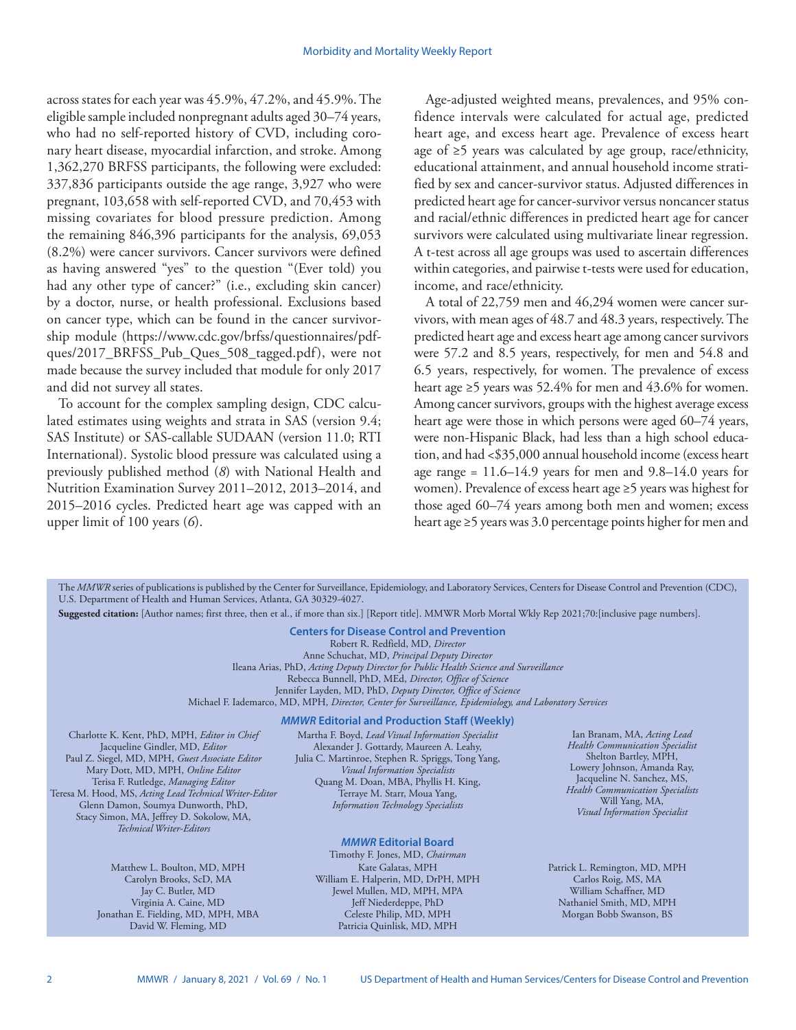across states for each year was 45.9%, 47.2%, and 45.9%. The eligible sample included nonpregnant adults aged 30–74 years, who had no self-reported history of CVD, including coronary heart disease, myocardial infarction, and stroke. Among 1,362,270 BRFSS participants, the following were excluded: 337,836 participants outside the age range, 3,927 who were pregnant, 103,658 with self-reported CVD, and 70,453 with missing covariates for blood pressure prediction. Among the remaining 846,396 participants for the analysis, 69,053 (8.2%) were cancer survivors. Cancer survivors were defined as having answered "yes" to the question "(Ever told) you had any other type of cancer?" (i.e., excluding skin cancer) by a doctor, nurse, or health professional. Exclusions based on cancer type, which can be found in the cancer survivorship module (https://www.cdc.gov/brfss/questionnaires/pdf-ques/2017_BRFSS_Pub_Ques_508_tagged.pdf), were not made because the survey included that module for only 2017 and did not survey all states.

To account for the complex sampling design, CDC calculated estimates using weights and strata in SAS (version 9.4; SAS Institute) or SAS-callable SUDAAN (version 11.0; RTI International). Systolic blood pressure was calculated using a previously published method (*8*) with National Health and Nutrition Examination Survey 2011–2012, 2013–2014, and 2015–2016 cycles. Predicted heart age was capped with an upper limit of 100 years (*6*).

Age-adjusted weighted means, prevalences, and 95% confidence intervals were calculated for actual age, predicted heart age, and excess heart age. Prevalence of excess heart age of ≥5 years was calculated by age group, race/ethnicity, educational attainment, and annual household income stratified by sex and cancer-survivor status. Adjusted differences in predicted heart age for cancer-survivor versus noncancer status and racial/ethnic differences in predicted heart age for cancer survivors were calculated using multivariate linear regression. A t-test across all age groups was used to ascertain differences within categories, and pairwise t-tests were used for education, income, and race/ethnicity.

A total of 22,759 men and 46,294 women were cancer survivors, with mean ages of 48.7 and 48.3 years, respectively. The predicted heart age and excess heart age among cancer survivors were 57.2 and 8.5 years, respectively, for men and 54.8 and 6.5 years, respectively, for women. The prevalence of excess heart age ≥5 years was 52.4% for men and 43.6% for women. Among cancer survivors, groups with the highest average excess heart age were those in which persons were aged 60–74 years, were non-Hispanic Black, had less than a high school education, and had <$35,000 annual household income (excess heart age range = 11.6–14.9 years for men and 9.8–14.0 years for women). Prevalence of excess heart age ≥5 years was highest for those aged 60–74 years among both men and women; excess heart age ≥5 years was 3.0 percentage points higher for men and

The *MMWR* series of publications is published by the Center for Surveillance, Epidemiology, and Laboratory Services, Centers for Disease Control and Prevention (CDC), U.S. Department of Health and Human Services, Atlanta, GA 30329-4027.

**Suggested citation:** [Author names; first three, then et al., if more than six.] [Report title]. MMWR Morb Mortal Wkly Rep 2021;70:[inclusive page numbers].

**Centers for Disease Control and Prevention**

Robert R. Redfield, MD, *Director*
Anne Schuchat, MD, *Principal Deputy Director*
Ileana Arias, PhD, *Acting Deputy Director for Public Health Science and Surveillance*
Rebecca Bunnell, PhD, MEd, *Director, Office of Science*
Jennifer Layden, MD, PhD, *Deputy Director, Office of Science*
Michael F. Iademarco, MD, MPH, *Director, Center for Surveillance, Epidemiology, and Laboratory Services*

***MMWR* Editorial and Production Staff (Weekly)**

Charlotte K. Kent, PhD, MPH, *Editor in Chief*
Jacqueline Gindler, MD, *Editor*
Paul Z. Siegel, MD, MPH, *Guest Associate Editor*
Mary Dott, MD, MPH, *Online Editor*
Terisa F. Rutledge, *Managing Editor*
Teresa M. Hood, MS, *Acting Lead Technical Writer-Editor*
Glenn Damon, Soumya Dunworth, PhD,
Stacy Simon, MA, Jeffrey D. Sokolow, MA,
*Technical Writer-Editors*

Martha F. Boyd, *Lead Visual Information Specialist*
Alexander J. Gottardy, Maureen A. Leahy,
Julia C. Martinroe, Stephen R. Spriggs, Tong Yang,
*Visual Information Specialists*
Quang M. Doan, MBA, Phyllis H. King,
Terraye M. Starr, Moua Yang,
*Information Technology Specialists*

Ian Branam, MA, *Acting Lead Health Communication Specialist*
Shelton Bartley, MPH,
Lowery Johnson, Amanda Ray,
Jacqueline N. Sanchez, MS,
*Health Communication Specialists*
Will Yang, MA,
*Visual Information Specialist*

***MMWR* Editorial Board**

Timothy F. Jones, MD, *Chairman*

Matthew L. Boulton, MD, MPH
Carolyn Brooks, ScD, MA
Jay C. Butler, MD
Virginia A. Caine, MD
Jonathan E. Fielding, MD, MPH, MBA
David W. Fleming, MD

Kate Galatas, MPH
William E. Halperin, MD, DrPH, MPH
Jewel Mullen, MD, MPH, MPA
Jeff Niederdeppe, PhD
Celeste Philip, MD, MPH
Patricia Quinlisk, MD, MPH

Patrick L. Remington, MD, MPH
Carlos Roig, MS, MA
William Schaffner, MD
Nathaniel Smith, MD, MPH
Morgan Bobb Swanson, BS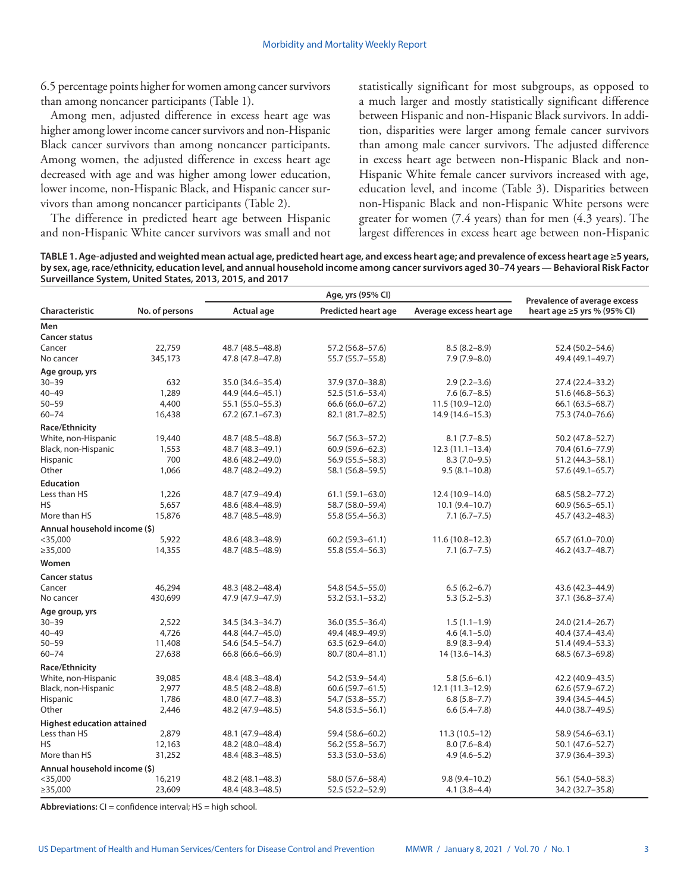6.5 percentage points higher for women among cancer survivors than among noncancer participants (Table 1).

Among men, adjusted difference in excess heart age was higher among lower income cancer survivors and non-Hispanic Black cancer survivors than among noncancer participants. Among women, the adjusted difference in excess heart age decreased with age and was higher among lower education, lower income, non-Hispanic Black, and Hispanic cancer survivors than among noncancer participants (Table 2).

The difference in predicted heart age between Hispanic and non-Hispanic White cancer survivors was small and not statistically significant for most subgroups, as opposed to a much larger and mostly statistically significant difference between Hispanic and non-Hispanic Black survivors. In addition, disparities were larger among female cancer survivors than among male cancer survivors. The adjusted difference in excess heart age between non-Hispanic Black and non-Hispanic White female cancer survivors increased with age, education level, and income (Table 3). Disparities between non-Hispanic Black and non-Hispanic White persons were greater for women (7.4 years) than for men (4.3 years). The largest differences in excess heart age between non-Hispanic

**TABLE 1. Age-adjusted and weighted mean actual age, predicted heart age, and excess heart age; and prevalence of excess heart age ≥5 years, by sex, age, race/ethnicity, education level, and annual household income among cancer survivors aged 30–74 years — Behavioral Risk Factor Surveillance System, United States, 2013, 2015, and 2017**

| Characteristic | No. of persons | Age, yrs (95% CI) | | | Prevalence of average excess heart age ≥5 yrs % (95% CI) |
|---|---|---|---|---|---|
| | | Actual age | Predicted heart age | Average excess heart age | |
| **Men** | | | | | |
| **Cancer status** | | | | | |
| Cancer | 22,759 | 48.7 (48.5–48.8) | 57.2 (56.8–57.6) | 8.5 (8.2–8.9) | 52.4 (50.2–54.6) |
| No cancer | 345,173 | 47.8 (47.8–47.8) | 55.7 (55.7–55.8) | 7.9 (7.9–8.0) | 49.4 (49.1–49.7) |
| **Age group, yrs** | | | | | |
| 30–39 | 632 | 35.0 (34.6–35.4) | 37.9 (37.0–38.8) | 2.9 (2.2–3.6) | 27.4 (22.4–33.2) |
| 40–49 | 1,289 | 44.9 (44.6–45.1) | 52.5 (51.6–53.4) | 7.6 (6.7–8.5) | 51.6 (46.8–56.3) |
| 50–59 | 4,400 | 55.1 (55.0–55.3) | 66.6 (66.0–67.2) | 11.5 (10.9–12.0) | 66.1 (63.5–68.7) |
| 60–74 | 16,438 | 67.2 (67.1–67.3) | 82.1 (81.7–82.5) | 14.9 (14.6–15.3) | 75.3 (74.0–76.6) |
| **Race/Ethnicity** | | | | | |
| White, non-Hispanic | 19,440 | 48.7 (48.5–48.8) | 56.7 (56.3–57.2) | 8.1 (7.7–8.5) | 50.2 (47.8–52.7) |
| Black, non-Hispanic | 1,553 | 48.7 (48.3–49.1) | 60.9 (59.6–62.3) | 12.3 (11.1–13.4) | 70.4 (61.6–77.9) |
| Hispanic | 700 | 48.6 (48.2–49.0) | 56.9 (55.5–58.3) | 8.3 (7.0–9.5) | 51.2 (44.3–58.1) |
| Other | 1,066 | 48.7 (48.2–49.2) | 58.1 (56.8–59.5) | 9.5 (8.1–10.8) | 57.6 (49.1–65.7) |
| **Education** | | | | | |
| Less than HS | 1,226 | 48.7 (47.9–49.4) | 61.1 (59.1–63.0) | 12.4 (10.9–14.0) | 68.5 (58.2–77.2) |
| HS | 5,657 | 48.6 (48.4–48.9) | 58.7 (58.0–59.4) | 10.1 (9.4–10.7) | 60.9 (56.5–65.1) |
| More than HS | 15,876 | 48.7 (48.5–48.9) | 55.8 (55.4–56.3) | 7.1 (6.7–7.5) | 45.7 (43.2–48.3) |
| **Annual household income ($)** | | | | | |
| <35,000 | 5,922 | 48.6 (48.3–48.9) | 60.2 (59.3–61.1) | 11.6 (10.8–12.3) | 65.7 (61.0–70.0) |
| ≥35,000 | 14,355 | 48.7 (48.5–48.9) | 55.8 (55.4–56.3) | 7.1 (6.7–7.5) | 46.2 (43.7–48.7) |
| **Women** | | | | | |
| **Cancer status** | | | | | |
| Cancer | 46,294 | 48.3 (48.2–48.4) | 54.8 (54.5–55.0) | 6.5 (6.2–6.7) | 43.6 (42.3–44.9) |
| No cancer | 430,699 | 47.9 (47.9–47.9) | 53.2 (53.1–53.2) | 5.3 (5.2–5.3) | 37.1 (36.8–37.4) |
| **Age group, yrs** | | | | | |
| 30–39 | 2,522 | 34.5 (34.3–34.7) | 36.0 (35.5–36.4) | 1.5 (1.1–1.9) | 24.0 (21.4–26.7) |
| 40–49 | 4,726 | 44.8 (44.7–45.0) | 49.4 (48.9–49.9) | 4.6 (4.1–5.0) | 40.4 (37.4–43.4) |
| 50–59 | 11,408 | 54.6 (54.5–54.7) | 63.5 (62.9–64.0) | 8.9 (8.3–9.4) | 51.4 (49.4–53.3) |
| 60–74 | 27,638 | 66.8 (66.6–66.9) | 80.7 (80.4–81.1) | 14 (13.6–14.3) | 68.5 (67.3–69.8) |
| **Race/Ethnicity** | | | | | |
| White, non-Hispanic | 39,085 | 48.4 (48.3–48.4) | 54.2 (53.9–54.4) | 5.8 (5.6–6.1) | 42.2 (40.9–43.5) |
| Black, non-Hispanic | 2,977 | 48.5 (48.2–48.8) | 60.6 (59.7–61.5) | 12.1 (11.3–12.9) | 62.6 (57.9–67.2) |
| Hispanic | 1,786 | 48.0 (47.7–48.3) | 54.7 (53.8–55.7) | 6.8 (5.8–7.7) | 39.4 (34.5–44.5) |
| Other | 2,446 | 48.2 (47.9–48.5) | 54.8 (53.5–56.1) | 6.6 (5.4–7.8) | 44.0 (38.7–49.5) |
| **Highest education attained** | | | | | |
| Less than HS | 2,879 | 48.1 (47.9–48.4) | 59.4 (58.6–60.2) | 11.3 (10.5–12) | 58.9 (54.6–63.1) |
| HS | 12,163 | 48.2 (48.0–48.4) | 56.2 (55.8–56.7) | 8.0 (7.6–8.4) | 50.1 (47.6–52.7) |
| More than HS | 31,252 | 48.4 (48.3–48.5) | 53.3 (53.0–53.6) | 4.9 (4.6–5.2) | 37.9 (36.4–39.3) |
| **Annual household income ($)** | | | | | |
| <35,000 | 16,219 | 48.2 (48.1–48.3) | 58.0 (57.6–58.4) | 9.8 (9.4–10.2) | 56.1 (54.0–58.3) |
| ≥35,000 | 23,609 | 48.4 (48.3–48.5) | 52.5 (52.2–52.9) | 4.1 (3.8–4.4) | 34.2 (32.7–35.8) |

**Abbreviations:** CI = confidence interval; HS = high school.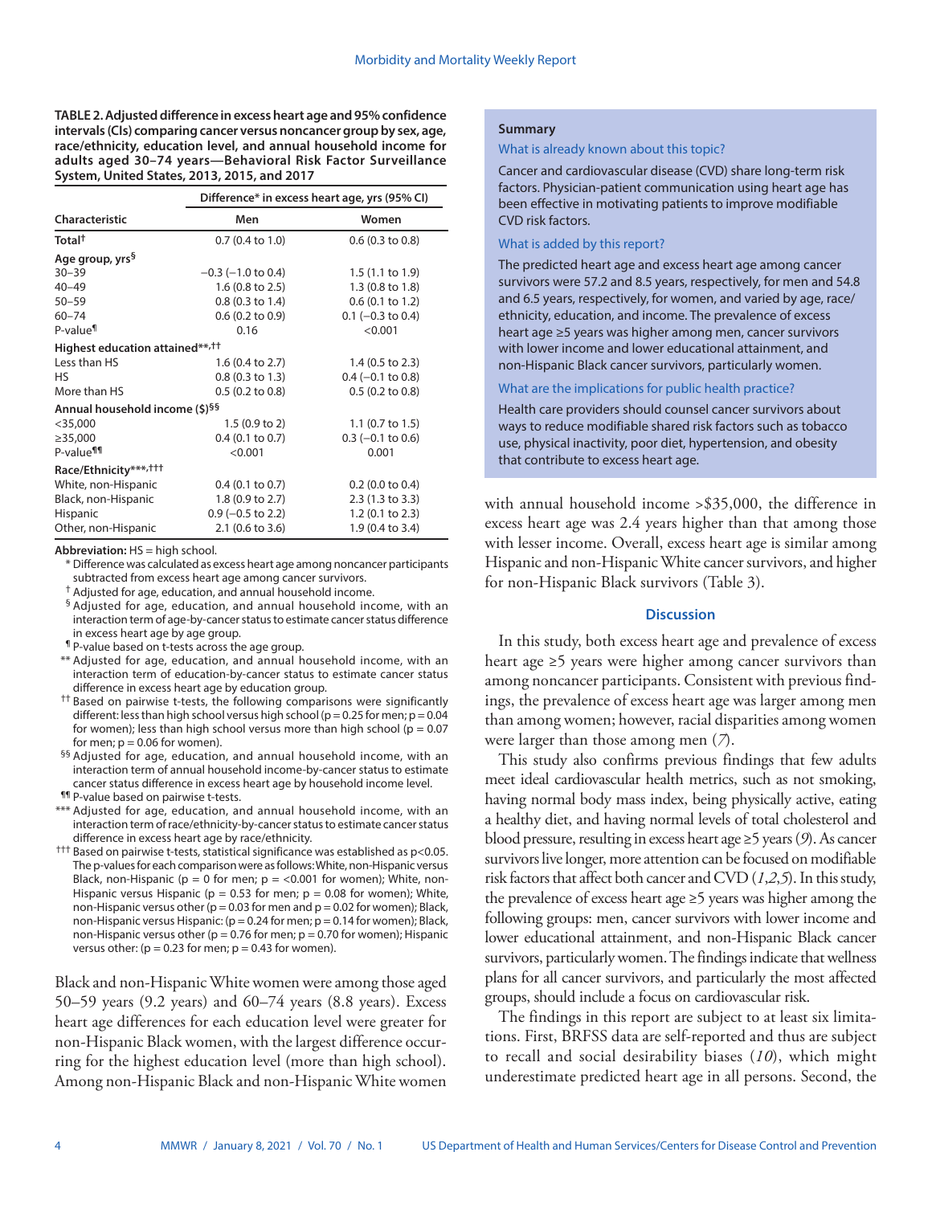**TABLE 2. Adjusted difference in excess heart age and 95% confidence intervals (CIs) comparing cancer versus noncancer group by sex, age, race/ethnicity, education level, and annual household income for adults aged 30–74 years—Behavioral Risk Factor Surveillance System, United States, 2013, 2015, and 2017**

| Characteristic | Difference* in excess heart age, yrs (95% CI) | |
|---|---|---|
| | Men | Women |
| **Total**† | 0.7 (0.4 to 1.0) | 0.6 (0.3 to 0.8) |
| **Age group, yrs**§ | | |
| 30–39 | −0.3 (−1.0 to 0.4) | 1.5 (1.1 to 1.9) |
| 40–49 | 1.6 (0.8 to 2.5) | 1.3 (0.8 to 1.8) |
| 50–59 | 0.8 (0.3 to 1.4) | 0.6 (0.1 to 1.2) |
| 60–74 | 0.6 (0.2 to 0.9) | 0.1 (−0.3 to 0.4) |
| P-value¶ | 0.16 | <0.001 |
| **Highest education attained**\*\*,†† | | |
| Less than HS | 1.6 (0.4 to 2.7) | 1.4 (0.5 to 2.3) |
| HS | 0.8 (0.3 to 1.3) | 0.4 (−0.1 to 0.8) |
| More than HS | 0.5 (0.2 to 0.8) | 0.5 (0.2 to 0.8) |
| **Annual household income ($)**§§ | | |
| <35,000 | 1.5 (0.9 to 2) | 1.1 (0.7 to 1.5) |
| ≥35,000 | 0.4 (0.1 to 0.7) | 0.3 (−0.1 to 0.6) |
| P-value¶¶ | <0.001 | 0.001 |
| **Race/Ethnicity**\*\*\*,††† | | |
| White, non-Hispanic | 0.4 (0.1 to 0.7) | 0.2 (0.0 to 0.4) |
| Black, non-Hispanic | 1.8 (0.9 to 2.7) | 2.3 (1.3 to 3.3) |
| Hispanic | 0.9 (−0.5 to 2.2) | 1.2 (0.1 to 2.3) |
| Other, non-Hispanic | 2.1 (0.6 to 3.6) | 1.9 (0.4 to 3.4) |

**Abbreviation:** HS = high school.

\* Difference was calculated as excess heart age among noncancer participants subtracted from excess heart age among cancer survivors.

† Adjusted for age, education, and annual household income.

§ Adjusted for age, education, and annual household income, with an interaction term of age-by-cancer status to estimate cancer status difference in excess heart age by age group.

¶ P-value based on t-tests across the age group.

\*\* Adjusted for age, education, and annual household income, with an interaction term of education-by-cancer status to estimate cancer status difference in excess heart age by education group.

†† Based on pairwise t-tests, the following comparisons were significantly different: less than high school versus high school (p = 0.25 for men; p = 0.04 for women); less than high school versus more than high school (p = 0.07 for men; p = 0.06 for women).

§§ Adjusted for age, education, and annual household income, with an interaction term of annual household income-by-cancer status to estimate cancer status difference in excess heart age by household income level.

¶¶ P-value based on pairwise t-tests.

\*\*\* Adjusted for age, education, and annual household income, with an interaction term of race/ethnicity-by-cancer status to estimate cancer status difference in excess heart age by race/ethnicity.

††† Based on pairwise t-tests, statistical significance was established as p<0.05. The p-values for each comparison were as follows: White, non-Hispanic versus Black, non-Hispanic (p = 0 for men; p = <0.001 for women); White, non-Hispanic versus Hispanic (p = 0.53 for men; p = 0.08 for women); White, non-Hispanic versus other (p = 0.03 for men and p = 0.02 for women); Black, non-Hispanic versus Hispanic: (p = 0.24 for men; p = 0.14 for women); Black, non-Hispanic versus other (p = 0.76 for men; p = 0.70 for women); Hispanic versus other: (p = 0.23 for men; p = 0.43 for women).

Black and non-Hispanic White women were among those aged 50–59 years (9.2 years) and 60–74 years (8.8 years). Excess heart age differences for each education level were greater for non-Hispanic Black women, with the largest difference occurring for the highest education level (more than high school). Among non-Hispanic Black and non-Hispanic White women with annual household income >$35,000, the difference in excess heart age was 2.4 years higher than that among those with lesser income. Overall, excess heart age is similar among Hispanic and non-Hispanic White cancer survivors, and higher for non-Hispanic Black survivors (Table 3).

**Summary**

What is already known about this topic?

Cancer and cardiovascular disease (CVD) share long-term risk factors. Physician-patient communication using heart age has been effective in motivating patients to improve modifiable CVD risk factors.

What is added by this report?

The predicted heart age and excess heart age among cancer survivors were 57.2 and 8.5 years, respectively, for men and 54.8 and 6.5 years, respectively, for women, and varied by age, race/ethnicity, education, and income. The prevalence of excess heart age ≥5 years was higher among men, cancer survivors with lower income and lower educational attainment, and non-Hispanic Black cancer survivors, particularly women.

What are the implications for public health practice?

Health care providers should counsel cancer survivors about ways to reduce modifiable shared risk factors such as tobacco use, physical inactivity, poor diet, hypertension, and obesity that contribute to excess heart age.

## Discussion

In this study, both excess heart age and prevalence of excess heart age ≥5 years were higher among cancer survivors than among noncancer participants. Consistent with previous findings, the prevalence of excess heart age was larger among men than among women; however, racial disparities among women were larger than those among men (*7*).

This study also confirms previous findings that few adults meet ideal cardiovascular health metrics, such as not smoking, having normal body mass index, being physically active, eating a healthy diet, and having normal levels of total cholesterol and blood pressure, resulting in excess heart age ≥5 years (*9*). As cancer survivors live longer, more attention can be focused on modifiable risk factors that affect both cancer and CVD (*1*,*2*,*5*). In this study, the prevalence of excess heart age ≥5 years was higher among the following groups: men, cancer survivors with lower income and lower educational attainment, and non-Hispanic Black cancer survivors, particularly women. The findings indicate that wellness plans for all cancer survivors, and particularly the most affected groups, should include a focus on cardiovascular risk.

The findings in this report are subject to at least six limitations. First, BRFSS data are self-reported and thus are subject to recall and social desirability biases (*10*), which might underestimate predicted heart age in all persons. Second, the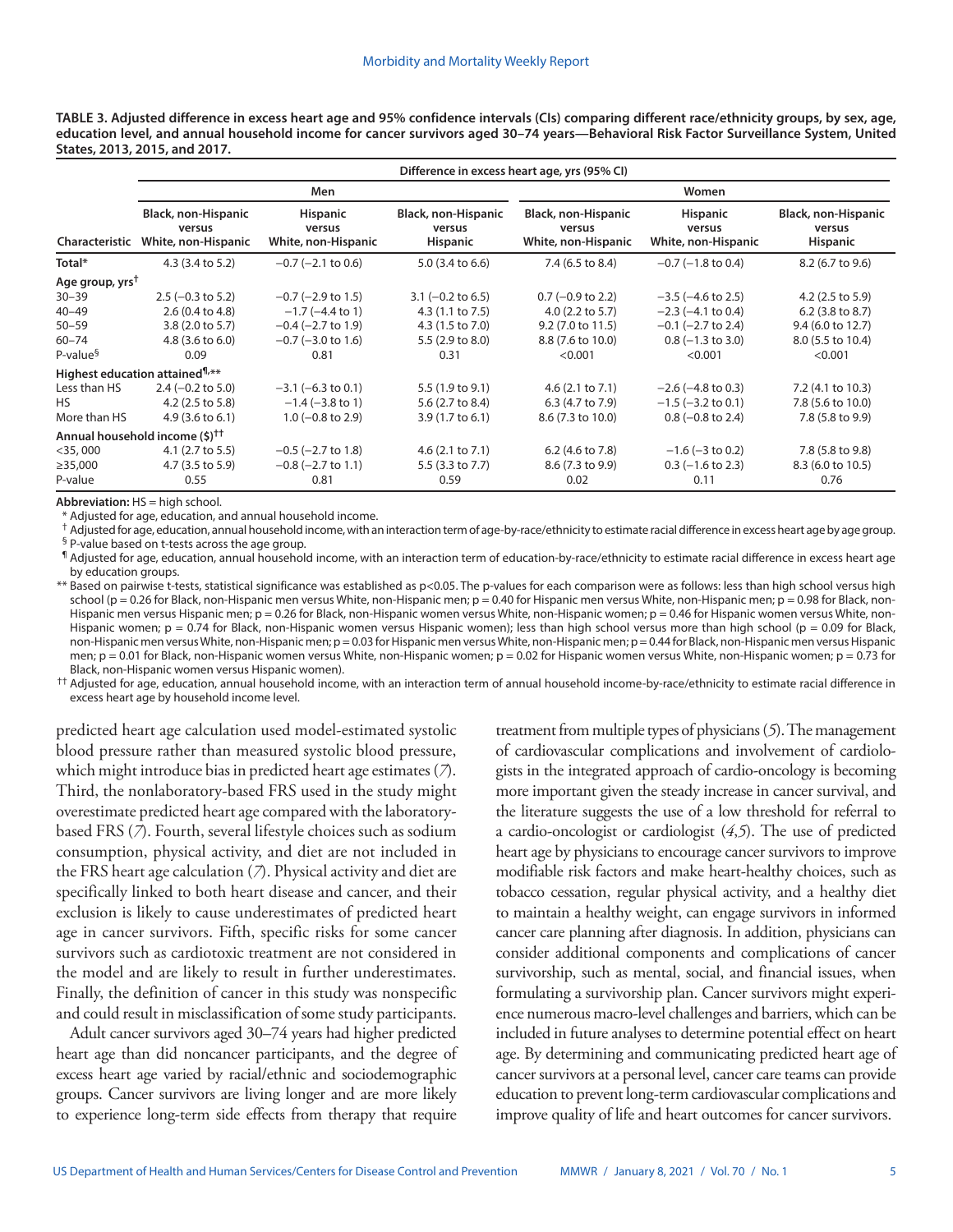**TABLE 3. Adjusted difference in excess heart age and 95% confidence intervals (CIs) comparing different race/ethnicity groups, by sex, age, education level, and annual household income for cancer survivors aged 30–74 years—Behavioral Risk Factor Surveillance System, United States, 2013, 2015, and 2017.**

| Characteristic | Difference in excess heart age, yrs (95% CI) | | | | | |
|---|---|---|---|---|---|---|
| | Men | | | Women | | |
| | Black, non-Hispanic versus White, non-Hispanic | Hispanic versus White, non-Hispanic | Black, non-Hispanic versus Hispanic | Black, non-Hispanic versus White, non-Hispanic | Hispanic versus White, non-Hispanic | Black, non-Hispanic versus Hispanic |
| **Total*** | 4.3 (3.4 to 5.2) | −0.7 (−2.1 to 0.6) | 5.0 (3.4 to 6.6) | 7.4 (6.5 to 8.4) | −0.7 (−1.8 to 0.4) | 8.2 (6.7 to 9.6) |
| **Age group, yrs†** | | | | | | |
| 30–39 | 2.5 (−0.3 to 5.2) | −0.7 (−2.9 to 1.5) | 3.1 (−0.2 to 6.5) | 0.7 (−0.9 to 2.2) | −3.5 (−4.6 to 2.5) | 4.2 (2.5 to 5.9) |
| 40–49 | 2.6 (0.4 to 4.8) | −1.7 (−4.4 to 1) | 4.3 (1.1 to 7.5) | 4.0 (2.2 to 5.7) | −2.3 (−4.1 to 0.4) | 6.2 (3.8 to 8.7) |
| 50–59 | 3.8 (2.0 to 5.7) | −0.4 (−2.7 to 1.9) | 4.3 (1.5 to 7.0) | 9.2 (7.0 to 11.5) | −0.1 (−2.7 to 2.4) | 9.4 (6.0 to 12.7) |
| 60–74 | 4.8 (3.6 to 6.0) | −0.7 (−3.0 to 1.6) | 5.5 (2.9 to 8.0) | 8.8 (7.6 to 10.0) | 0.8 (−1.3 to 3.0) | 8.0 (5.5 to 10.4) |
| P-value§ | 0.09 | 0.81 | 0.31 | <0.001 | <0.001 | <0.001 |
| **Highest education attained¶,\*\*** | | | | | | |
| Less than HS | 2.4 (−0.2 to 5.0) | −3.1 (−6.3 to 0.1) | 5.5 (1.9 to 9.1) | 4.6 (2.1 to 7.1) | −2.6 (−4.8 to 0.3) | 7.2 (4.1 to 10.3) |
| HS | 4.2 (2.5 to 5.8) | −1.4 (−3.8 to 1) | 5.6 (2.7 to 8.4) | 6.3 (4.7 to 7.9) | −1.5 (−3.2 to 0.1) | 7.8 (5.6 to 10.0) |
| More than HS | 4.9 (3.6 to 6.1) | 1.0 (−0.8 to 2.9) | 3.9 (1.7 to 6.1) | 8.6 (7.3 to 10.0) | 0.8 (−0.8 to 2.4) | 7.8 (5.8 to 9.9) |
| **Annual household income ($)††** | | | | | | |
| <35, 000 | 4.1 (2.7 to 5.5) | −0.5 (−2.7 to 1.8) | 4.6 (2.1 to 7.1) | 6.2 (4.6 to 7.8) | −1.6 (−3 to 0.2) | 7.8 (5.8 to 9.8) |
| ≥35,000 | 4.7 (3.5 to 5.9) | −0.8 (−2.7 to 1.1) | 5.5 (3.3 to 7.7) | 8.6 (7.3 to 9.9) | 0.3 (−1.6 to 2.3) | 8.3 (6.0 to 10.5) |
| P-value | 0.55 | 0.81 | 0.59 | 0.02 | 0.11 | 0.76 |

**Abbreviation:** HS = high school.

\* Adjusted for age, education, and annual household income.

† Adjusted for age, education, annual household income, with an interaction term of age-by-race/ethnicity to estimate racial difference in excess heart age by age group.

§ P-value based on t-tests across the age group.

¶ Adjusted for age, education, annual household income, with an interaction term of education-by-race/ethnicity to estimate racial difference in excess heart age by education groups.

\*\* Based on pairwise t-tests, statistical significance was established as p<0.05. The p-values for each comparison were as follows: less than high school versus high school (p = 0.26 for Black, non-Hispanic men versus White, non-Hispanic men; p = 0.40 for Hispanic men versus White, non-Hispanic men; p = 0.98 for Black, non-Hispanic men versus Hispanic men; p = 0.26 for Black, non-Hispanic women versus White, non-Hispanic women; p = 0.46 for Hispanic women versus White, non-Hispanic women; p = 0.74 for Black, non-Hispanic women versus Hispanic women); less than high school versus more than high school (p = 0.09 for Black, non-Hispanic men versus White, non-Hispanic men; p = 0.03 for Hispanic men versus White, non-Hispanic men; p = 0.44 for Black, non-Hispanic men versus Hispanic men; p = 0.01 for Black, non-Hispanic women versus White, non-Hispanic women; p = 0.02 for Hispanic women versus White, non-Hispanic women; p = 0.73 for Black, non-Hispanic women versus Hispanic women).

†† Adjusted for age, education, annual household income, with an interaction term of annual household income-by-race/ethnicity to estimate racial difference in excess heart age by household income level.

predicted heart age calculation used model-estimated systolic blood pressure rather than measured systolic blood pressure, which might introduce bias in predicted heart age estimates (*7*). Third, the nonlaboratory-based FRS used in the study might overestimate predicted heart age compared with the laboratory-based FRS (*7*). Fourth, several lifestyle choices such as sodium consumption, physical activity, and diet are not included in the FRS heart age calculation (*7*). Physical activity and diet are specifically linked to both heart disease and cancer, and their exclusion is likely to cause underestimates of predicted heart age in cancer survivors. Fifth, specific risks for some cancer survivors such as cardiotoxic treatment are not considered in the model and are likely to result in further underestimates. Finally, the definition of cancer in this study was nonspecific and could result in misclassification of some study participants.

Adult cancer survivors aged 30–74 years had higher predicted heart age than did noncancer participants, and the degree of excess heart age varied by racial/ethnic and sociodemographic groups. Cancer survivors are living longer and are more likely to experience long-term side effects from therapy that require treatment from multiple types of physicians (*5*). The management of cardiovascular complications and involvement of cardiologists in the integrated approach of cardio-oncology is becoming more important given the steady increase in cancer survival, and the literature suggests the use of a low threshold for referral to a cardio-oncologist or cardiologist (*4*,*5*). The use of predicted heart age by physicians to encourage cancer survivors to improve modifiable risk factors and make heart-healthy choices, such as tobacco cessation, regular physical activity, and a healthy diet to maintain a healthy weight, can engage survivors in informed cancer care planning after diagnosis. In addition, physicians can consider additional components and complications of cancer survivorship, such as mental, social, and financial issues, when formulating a survivorship plan. Cancer survivors might experience numerous macro-level challenges and barriers, which can be included in future analyses to determine potential effect on heart age. By determining and communicating predicted heart age of cancer survivors at a personal level, cancer care teams can provide education to prevent long-term cardiovascular complications and improve quality of life and heart outcomes for cancer survivors.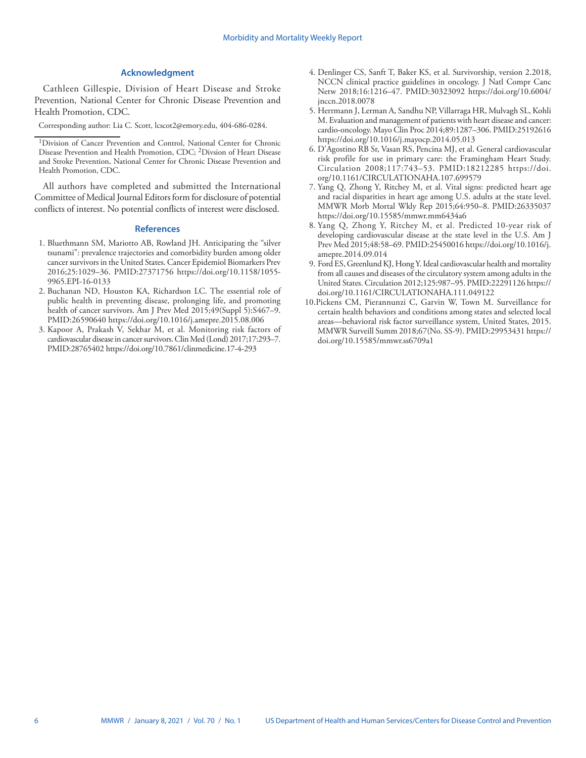## Acknowledgment

Cathleen Gillespie, Division of Heart Disease and Stroke Prevention, National Center for Chronic Disease Prevention and Health Promotion, CDC.

Corresponding author: Lia C. Scott, lcscot2@emory.edu, 404-686-0284.

[1]Division of Cancer Prevention and Control, National Center for Chronic Disease Prevention and Health Promotion, CDC; [2]Divsion of Heart Disease and Stroke Prevention, National Center for Chronic Disease Prevention and Health Promotion, CDC.

All authors have completed and submitted the International Committee of Medical Journal Editors form for disclosure of potential conflicts of interest. No potential conflicts of interest were disclosed.

## References

1. Bluethmann SM, Mariotto AB, Rowland JH. Anticipating the "silver tsunami": prevalence trajectories and comorbidity burden among older cancer survivors in the United States. Cancer Epidemiol Biomarkers Prev 2016;25:1029–36. PMID:27371756 https://doi.org/10.1158/1055-9965.EPI-16-0133
2. Buchanan ND, Houston KA, Richardson LC. The essential role of public health in preventing disease, prolonging life, and promoting health of cancer survivors. Am J Prev Med 2015;49(Suppl 5):S467–9. PMID:26590640 https://doi.org/10.1016/j.amepre.2015.08.006
3. Kapoor A, Prakash V, Sekhar M, et al. Monitoring risk factors of cardiovascular disease in cancer survivors. Clin Med (Lond) 2017;17:293–7. PMID:28765402 https://doi.org/10.7861/clinmedicine.17-4-293
4. Denlinger CS, Sanft T, Baker KS, et al. Survivorship, version 2.2018, NCCN clinical practice guidelines in oncology. J Natl Compr Canc Netw 2018;16:1216–47. PMID:30323092 https://doi.org/10.6004/jnccn.2018.0078
5. Herrmann J, Lerman A, Sandhu NP, Villarraga HR, Mulvagh SL, Kohli M. Evaluation and management of patients with heart disease and cancer: cardio-oncology. Mayo Clin Proc 2014;89:1287–306. PMID:25192616 https://doi.org/10.1016/j.mayocp.2014.05.013
6. D'Agostino RB Sr, Vasan RS, Pencina MJ, et al. General cardiovascular risk profile for use in primary care: the Framingham Heart Study. Circulation 2008;117:743–53. PMID:18212285 https://doi.org/10.1161/CIRCULATIONAHA.107.699579
7. Yang Q, Zhong Y, Ritchey M, et al. Vital signs: predicted heart age and racial disparities in heart age among U.S. adults at the state level. MMWR Morb Mortal Wkly Rep 2015;64:950–8. PMID:26335037 https://doi.org/10.15585/mmwr.mm6434a6
8. Yang Q, Zhong Y, Ritchey M, et al. Predicted 10-year risk of developing cardiovascular disease at the state level in the U.S. Am J Prev Med 2015;48:58–69. PMID:25450016 https://doi.org/10.1016/j.amepre.2014.09.014
9. Ford ES, Greenlund KJ, Hong Y. Ideal cardiovascular health and mortality from all causes and diseases of the circulatory system among adults in the United States. Circulation 2012;125:987–95. PMID:22291126 https://doi.org/10.1161/CIRCULATIONAHA.111.049122
10. Pickens CM, Pierannunzi C, Garvin W, Town M. Surveillance for certain health behaviors and conditions among states and selected local areas—behavioral risk factor surveillance system, United States, 2015. MMWR Surveill Summ 2018;67(No. SS-9). PMID:29953431 https://doi.org/10.15585/mmwr.ss6709a1